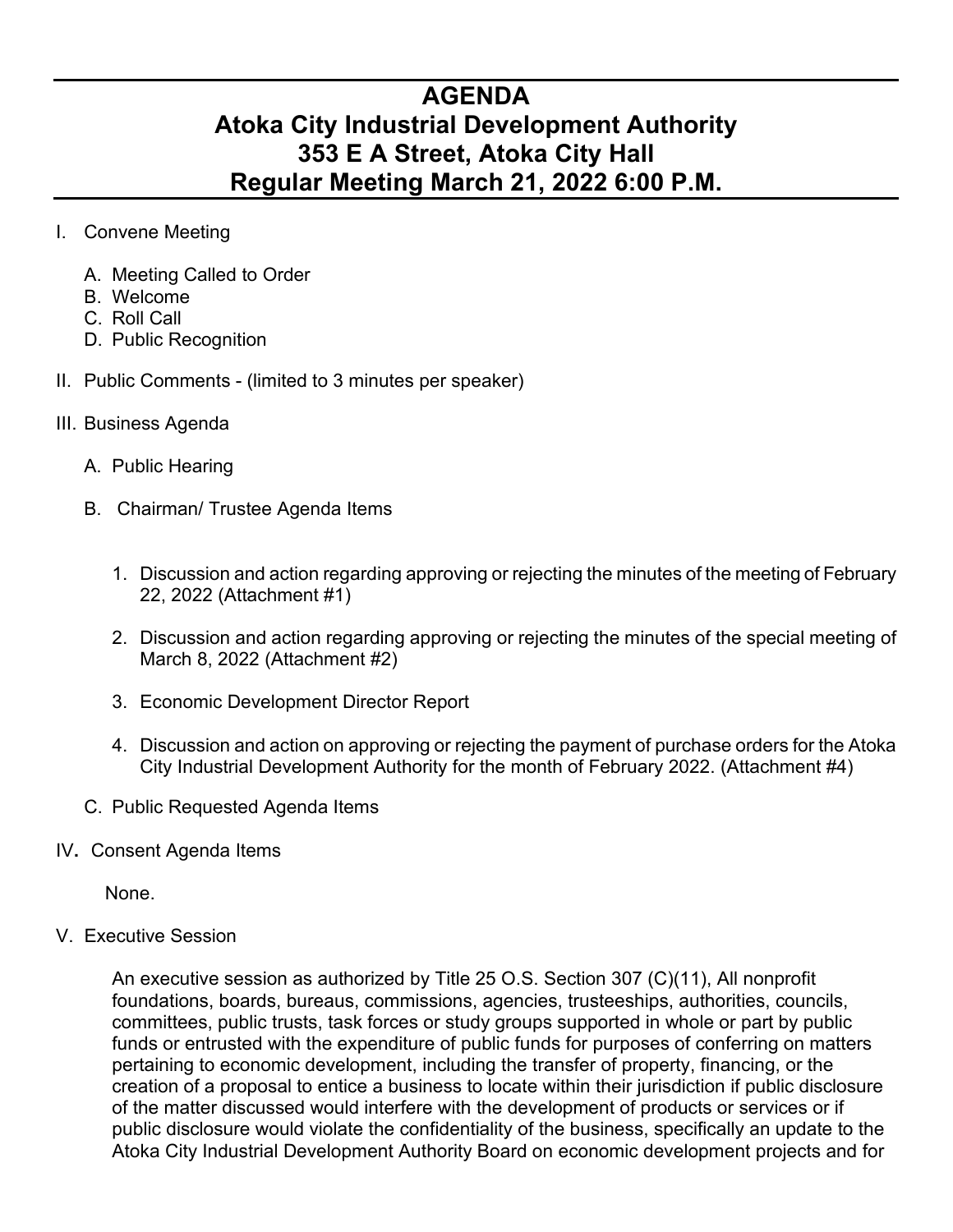# AGENDA
# Atoka City Industrial Development Authority
# 353 E A Street, Atoka City Hall
# Regular Meeting March 21, 2022 6:00 P.M.

I. Convene Meeting

   A. Meeting Called to Order
   B. Welcome
   C. Roll Call
   D. Public Recognition

II. Public Comments - (limited to 3 minutes per speaker)

III. Business Agenda

   A. Public Hearing

   B. Chairman/ Trustee Agenda Items

      1. Discussion and action regarding approving or rejecting the minutes of the meeting of February 22, 2022 (Attachment #1)

      2. Discussion and action regarding approving or rejecting the minutes of the special meeting of March 8, 2022 (Attachment #2)

      3. Economic Development Director Report

      4. Discussion and action on approving or rejecting the payment of purchase orders for the Atoka City Industrial Development Authority for the month of February 2022. (Attachment #4)

   C. Public Requested Agenda Items

IV**.** Consent Agenda Items

   None.

V. Executive Session

   An executive session as authorized by Title 25 O.S. Section 307 (C)(11), All nonprofit foundations, boards, bureaus, commissions, agencies, trusteeships, authorities, councils, committees, public trusts, task forces or study groups supported in whole or part by public funds or entrusted with the expenditure of public funds for purposes of conferring on matters pertaining to economic development, including the transfer of property, financing, or the creation of a proposal to entice a business to locate within their jurisdiction if public disclosure of the matter discussed would interfere with the development of products or services or if public disclosure would violate the confidentiality of the business, specifically an update to the Atoka City Industrial Development Authority Board on economic development projects and for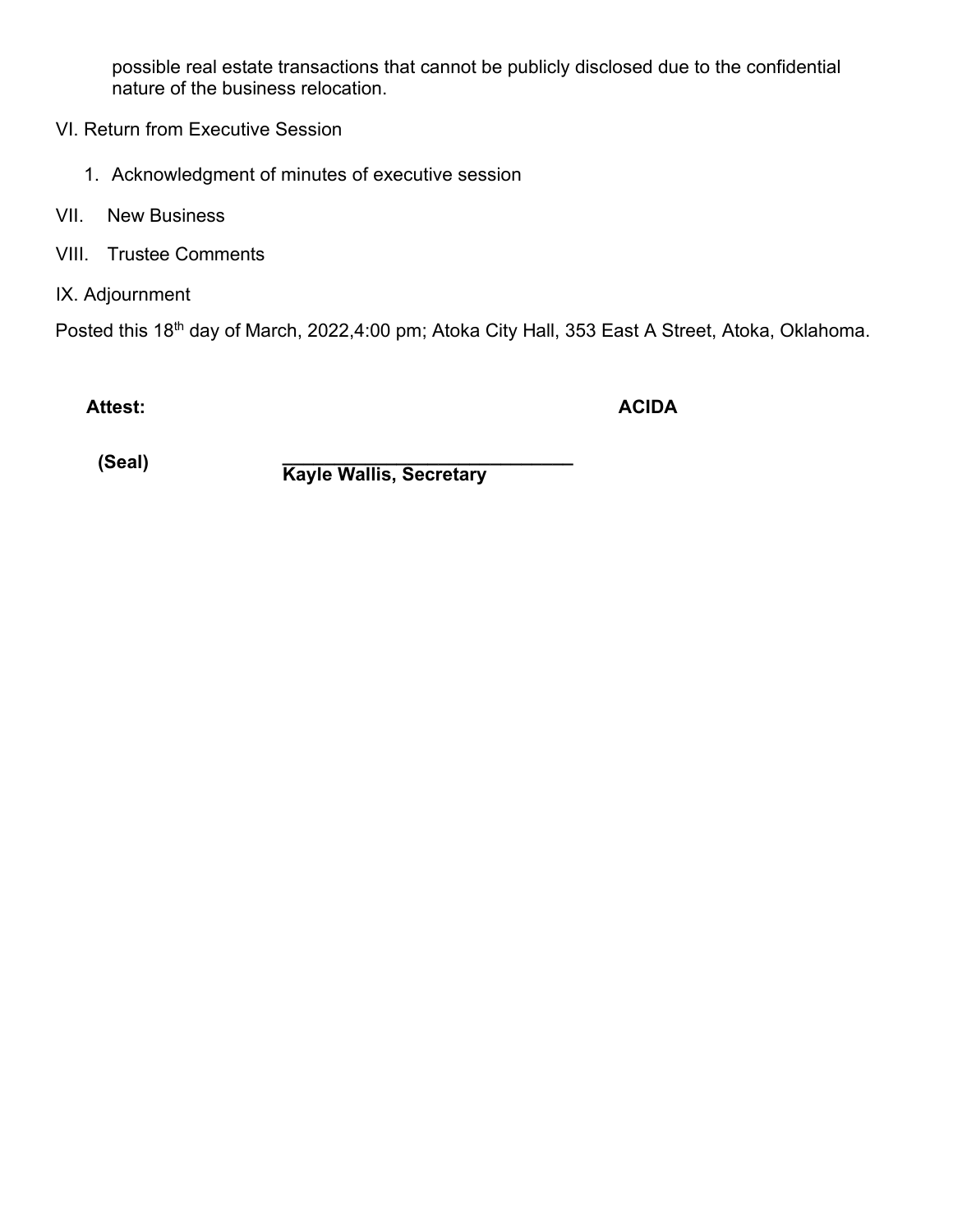possible real estate transactions that cannot be publicly disclosed due to the confidential nature of the business relocation.

VI. Return from Executive Session

1. Acknowledgment of minutes of executive session

VII. New Business

VIII. Trustee Comments

IX. Adjournment

Posted this 18th day of March, 2022,4:00 pm; Atoka City Hall, 353 East A Street, Atoka, Oklahoma.

**Attest:** **ACIDA**

**(Seal)** ______________________________

**Kayle Wallis, Secretary**